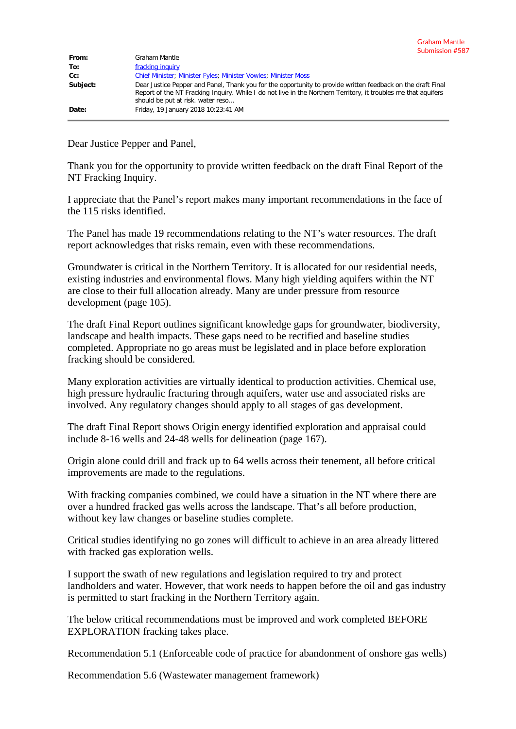Graham Mantle
Submission #587

| | |
|---|---|
| **From:** | Graham Mantle |
| **To:** | fracking inquiry |
| **Cc:** | Chief Minister; Minister Fyles; Minister Vowles; Minister Moss |
| **Subject:** | Dear Justice Pepper and Panel, Thank you for the opportunity to provide written feedback on the draft Final Report of the NT Fracking Inquiry. While I do not live in the Northern Territory, it troubles me that aquifers should be put at risk. water reso... |
| **Date:** | Friday, 19 January 2018 10:23:41 AM |

Dear Justice Pepper and Panel,

Thank you for the opportunity to provide written feedback on the draft Final Report of the NT Fracking Inquiry.

I appreciate that the Panel's report makes many important recommendations in the face of the 115 risks identified.

The Panel has made 19 recommendations relating to the NT's water resources. The draft report acknowledges that risks remain, even with these recommendations.

Groundwater is critical in the Northern Territory. It is allocated for our residential needs, existing industries and environmental flows. Many high yielding aquifers within the NT are close to their full allocation already. Many are under pressure from resource development (page 105).

The draft Final Report outlines significant knowledge gaps for groundwater, biodiversity, landscape and health impacts. These gaps need to be rectified and baseline studies completed. Appropriate no go areas must be legislated and in place before exploration fracking should be considered.

Many exploration activities are virtually identical to production activities. Chemical use, high pressure hydraulic fracturing through aquifers, water use and associated risks are involved. Any regulatory changes should apply to all stages of gas development.

The draft Final Report shows Origin energy identified exploration and appraisal could include 8-16 wells and 24-48 wells for delineation (page 167).

Origin alone could drill and frack up to 64 wells across their tenement, all before critical improvements are made to the regulations.

With fracking companies combined, we could have a situation in the NT where there are over a hundred fracked gas wells across the landscape. That's all before production, without key law changes or baseline studies complete.

Critical studies identifying no go zones will difficult to achieve in an area already littered with fracked gas exploration wells.

I support the swath of new regulations and legislation required to try and protect landholders and water. However, that work needs to happen before the oil and gas industry is permitted to start fracking in the Northern Territory again.

The below critical recommendations must be improved and work completed BEFORE EXPLORATION fracking takes place.

Recommendation 5.1 (Enforceable code of practice for abandonment of onshore gas wells)

Recommendation 5.6 (Wastewater management framework)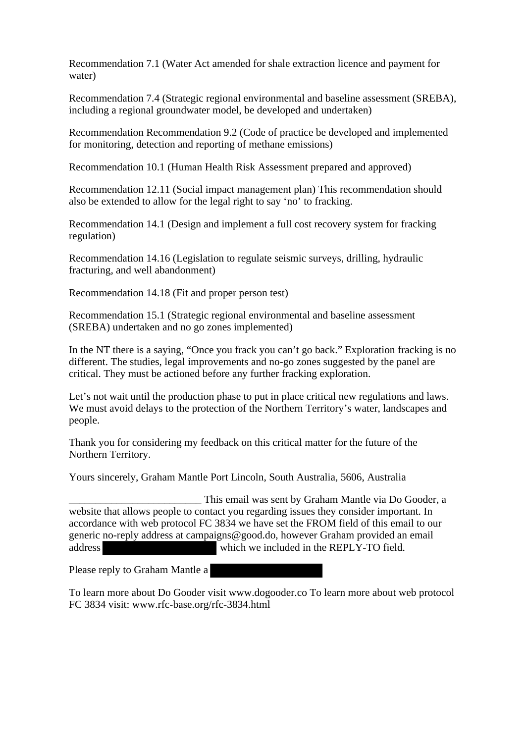Recommendation 7.1 (Water Act amended for shale extraction licence and payment for water)

Recommendation 7.4 (Strategic regional environmental and baseline assessment (SREBA), including a regional groundwater model, be developed and undertaken)

Recommendation Recommendation 9.2 (Code of practice be developed and implemented for monitoring, detection and reporting of methane emissions)

Recommendation 10.1 (Human Health Risk Assessment prepared and approved)

Recommendation 12.11 (Social impact management plan) This recommendation should also be extended to allow for the legal right to say 'no' to fracking.

Recommendation 14.1 (Design and implement a full cost recovery system for fracking regulation)

Recommendation 14.16 (Legislation to regulate seismic surveys, drilling, hydraulic fracturing, and well abandonment)

Recommendation 14.18 (Fit and proper person test)

Recommendation 15.1 (Strategic regional environmental and baseline assessment (SREBA) undertaken and no go zones implemented)

In the NT there is a saying, "Once you frack you can't go back." Exploration fracking is no different. The studies, legal improvements and no-go zones suggested by the panel are critical. They must be actioned before any further fracking exploration.

Let's not wait until the production phase to put in place critical new regulations and laws. We must avoid delays to the protection of the Northern Territory's water, landscapes and people.

Thank you for considering my feedback on this critical matter for the future of the Northern Territory.

Yours sincerely, Graham Mantle Port Lincoln, South Australia, 5606, Australia

_________________________ This email was sent by Graham Mantle via Do Gooder, a website that allows people to contact you regarding issues they consider important. In accordance with web protocol FC 3834 we have set the FROM field of this email to our generic no-reply address at campaigns@good.do, however Graham provided an email address [REDACTED] which we included in the REPLY-TO field.

Please reply to Graham Mantle a [REDACTED]

To learn more about Do Gooder visit www.dogooder.co To learn more about web protocol FC 3834 visit: www.rfc-base.org/rfc-3834.html